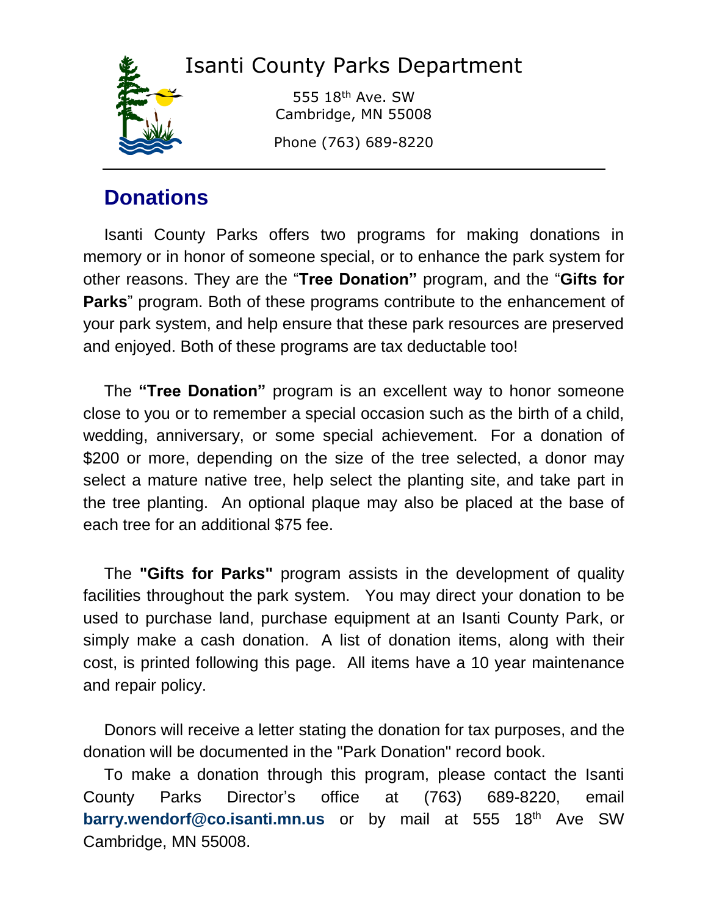# Isanti County Parks Department

555 18th Ave. SW
Cambridge, MN 55008

Phone (763) 689-8220

## Donations

Isanti County Parks offers two programs for making donations in memory or in honor of someone special, or to enhance the park system for other reasons. They are the "**Tree Donation"** program, and the "**Gifts for Parks**" program. Both of these programs contribute to the enhancement of your park system, and help ensure that these park resources are preserved and enjoyed. Both of these programs are tax deductable too!

The **"Tree Donation"** program is an excellent way to honor someone close to you or to remember a special occasion such as the birth of a child, wedding, anniversary, or some special achievement. For a donation of $200 or more, depending on the size of the tree selected, a donor may select a mature native tree, help select the planting site, and take part in the tree planting. An optional plaque may also be placed at the base of each tree for an additional $75 fee.

The **"Gifts for Parks"** program assists in the development of quality facilities throughout the park system. You may direct your donation to be used to purchase land, purchase equipment at an Isanti County Park, or simply make a cash donation. A list of donation items, along with their cost, is printed following this page. All items have a 10 year maintenance and repair policy.

Donors will receive a letter stating the donation for tax purposes, and the donation will be documented in the "Park Donation" record book.

To make a donation through this program, please contact the Isanti County Parks Director's office at (763) 689-8220, email **barry.wendorf@co.isanti.mn.us** or by mail at 555 18th Ave SW Cambridge, MN 55008.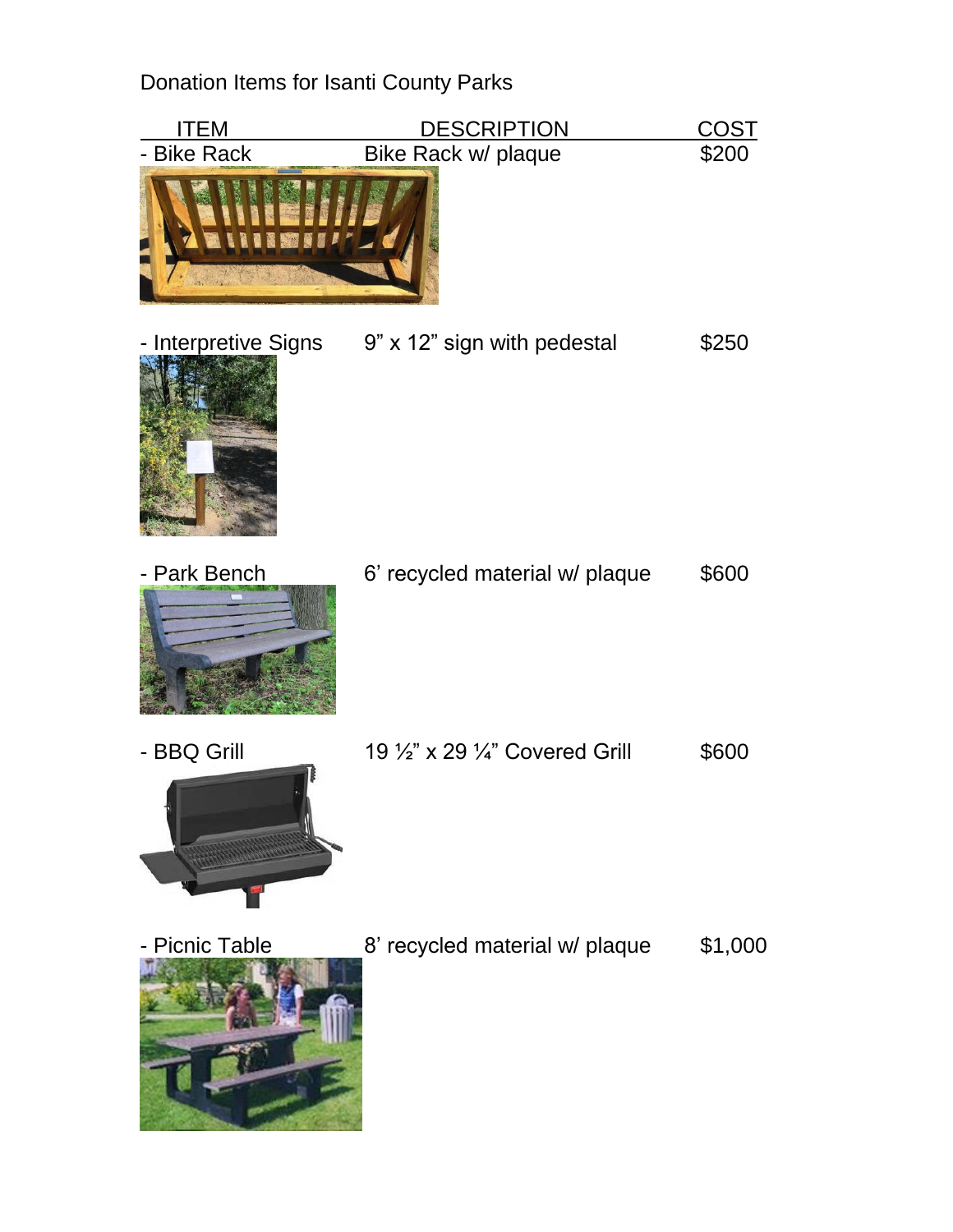Donation Items for Isanti County Parks

| ITEM | DESCRIPTION | COST |
|---|---|---|
| - Bike Rack | Bike Rack w/ plaque | $200 |
| - Interpretive Signs | 9" x 12" sign with pedestal | $250 |
| - Park Bench | 6' recycled material w/ plaque | $600 |
| - BBQ Grill | 19 ½" x 29 ¼" Covered Grill | $600 |
| - Picnic Table | 8' recycled material w/ plaque | $1,000 |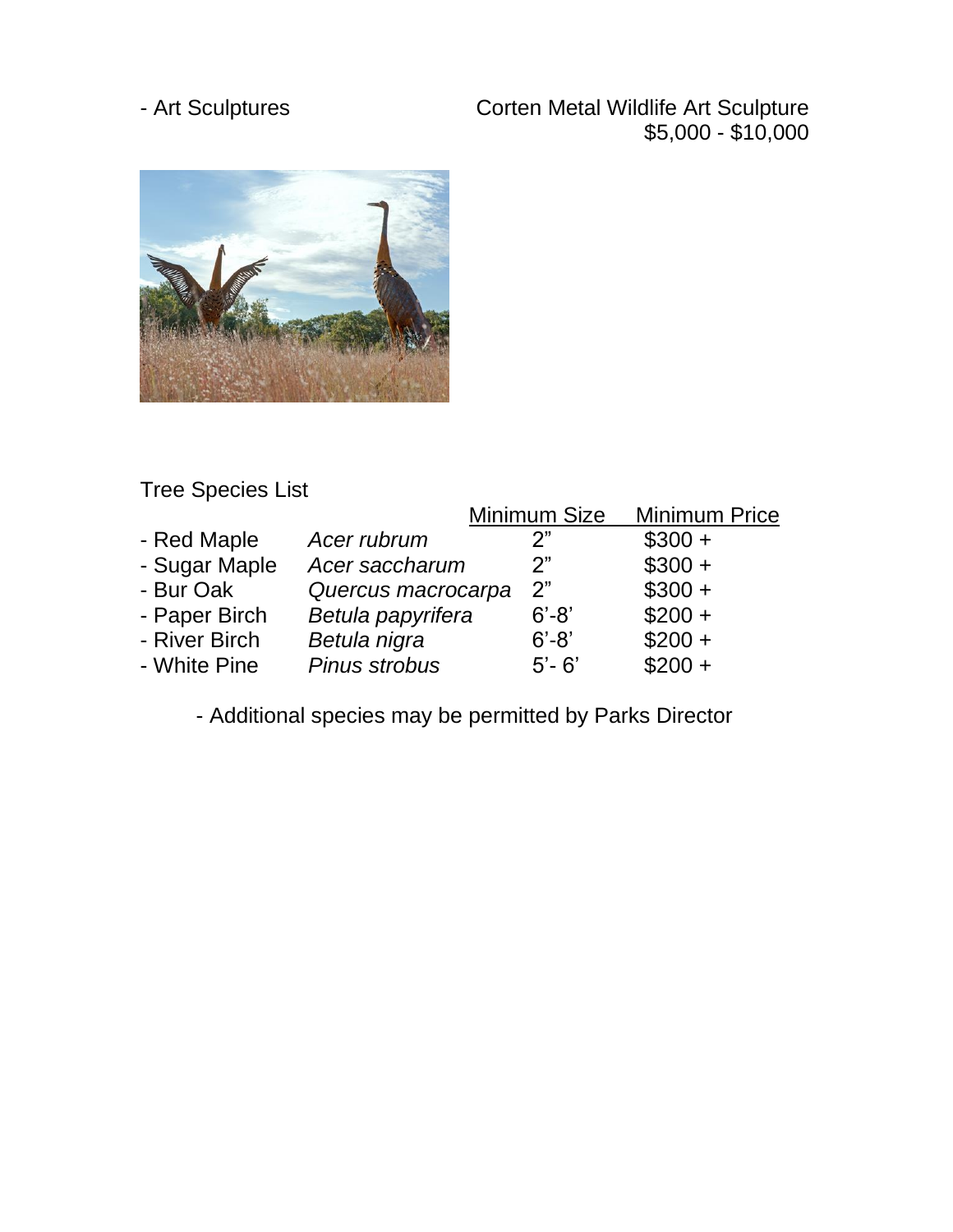- Art Sculptures

Corten Metal Wildlife Art Sculpture
$5,000 - $10,000

Tree Species List

| | | Minimum Size | Minimum Price |
|---|---|---|---|
| - Red Maple | *Acer rubrum* | 2” | $300 + |
| - Sugar Maple | *Acer saccharum* | 2” | $300 + |
| - Bur Oak | *Quercus macrocarpa* | 2” | $300 + |
| - Paper Birch | *Betula papyrifera* | 6’-8’ | $200 + |
| - River Birch | *Betula nigra* | 6’-8’ | $200 + |
| - White Pine | *Pinus strobus* | 5’- 6’ | $200 + |

- Additional species may be permitted by Parks Director